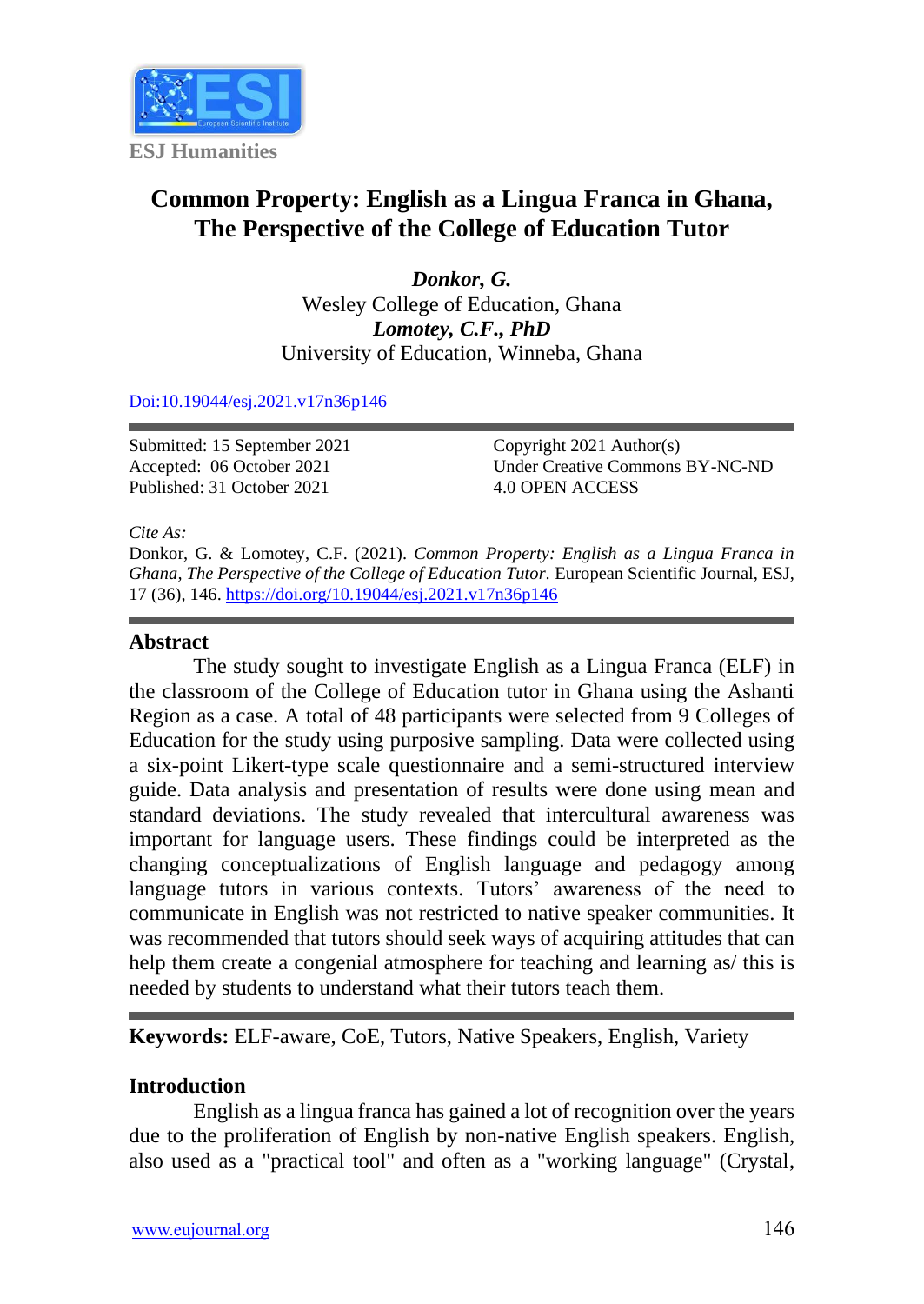ESJ Humanities

# Common Property: English as a Lingua Franca in Ghana, The Perspective of the College of Education Tutor

***Donkor, G.***
Wesley College of Education, Ghana
***Lomotey, C.F., PhD***
University of Education, Winneba, Ghana

[Doi:10.19044/esj.2021.v17n36p146](https://doi.org/10.19044/esj.2021.v17n36p146)

Submitted: 15 September 2021
Accepted: 06 October 2021
Published: 31 October 2021

Copyright 2021 Author(s)
Under Creative Commons BY-NC-ND
4.0 OPEN ACCESS

*Cite As:*
Donkor, G. & Lomotey, C.F. (2021). *Common Property: English as a Lingua Franca in Ghana, The Perspective of the College of Education Tutor.* European Scientific Journal, ESJ, 17 (36), 146. https://doi.org/10.19044/esj.2021.v17n36p146

## Abstract

The study sought to investigate English as a Lingua Franca (ELF) in the classroom of the College of Education tutor in Ghana using the Ashanti Region as a case. A total of 48 participants were selected from 9 Colleges of Education for the study using purposive sampling. Data were collected using a six-point Likert-type scale questionnaire and a semi-structured interview guide. Data analysis and presentation of results were done using mean and standard deviations. The study revealed that intercultural awareness was important for language users. These findings could be interpreted as the changing conceptualizations of English language and pedagogy among language tutors in various contexts. Tutors' awareness of the need to communicate in English was not restricted to native speaker communities. It was recommended that tutors should seek ways of acquiring attitudes that can help them create a congenial atmosphere for teaching and learning as/ this is needed by students to understand what their tutors teach them.

**Keywords:** ELF-aware, CoE, Tutors, Native Speakers, English, Variety

## Introduction

English as a lingua franca has gained a lot of recognition over the years due to the proliferation of English by non-native English speakers. English, also used as a "practical tool" and often as a "working language" (Crystal,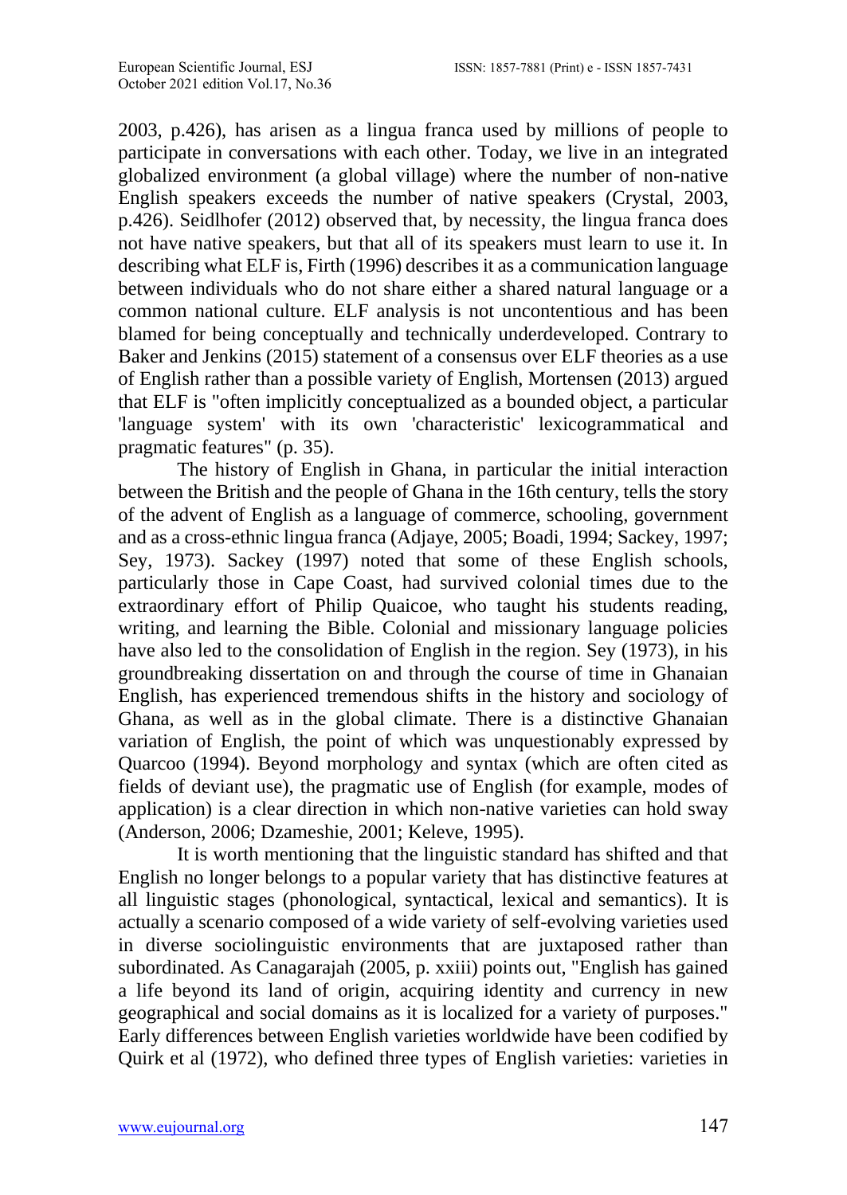2003, p.426), has arisen as a lingua franca used by millions of people to participate in conversations with each other. Today, we live in an integrated globalized environment (a global village) where the number of non-native English speakers exceeds the number of native speakers (Crystal, 2003, p.426). Seidlhofer (2012) observed that, by necessity, the lingua franca does not have native speakers, but that all of its speakers must learn to use it. In describing what ELF is, Firth (1996) describes it as a communication language between individuals who do not share either a shared natural language or a common national culture. ELF analysis is not uncontentious and has been blamed for being conceptually and technically underdeveloped. Contrary to Baker and Jenkins (2015) statement of a consensus over ELF theories as a use of English rather than a possible variety of English, Mortensen (2013) argued that ELF is "often implicitly conceptualized as a bounded object, a particular 'language system' with its own 'characteristic' lexicogrammatical and pragmatic features" (p. 35).

The history of English in Ghana, in particular the initial interaction between the British and the people of Ghana in the 16th century, tells the story of the advent of English as a language of commerce, schooling, government and as a cross-ethnic lingua franca (Adjaye, 2005; Boadi, 1994; Sackey, 1997; Sey, 1973). Sackey (1997) noted that some of these English schools, particularly those in Cape Coast, had survived colonial times due to the extraordinary effort of Philip Quaicoe, who taught his students reading, writing, and learning the Bible. Colonial and missionary language policies have also led to the consolidation of English in the region. Sey (1973), in his groundbreaking dissertation on and through the course of time in Ghanaian English, has experienced tremendous shifts in the history and sociology of Ghana, as well as in the global climate. There is a distinctive Ghanaian variation of English, the point of which was unquestionably expressed by Quarcoo (1994). Beyond morphology and syntax (which are often cited as fields of deviant use), the pragmatic use of English (for example, modes of application) is a clear direction in which non-native varieties can hold sway (Anderson, 2006; Dzameshie, 2001; Keleve, 1995).

It is worth mentioning that the linguistic standard has shifted and that English no longer belongs to a popular variety that has distinctive features at all linguistic stages (phonological, syntactical, lexical and semantics). It is actually a scenario composed of a wide variety of self-evolving varieties used in diverse sociolinguistic environments that are juxtaposed rather than subordinated. As Canagarajah (2005, p. xxiii) points out, "English has gained a life beyond its land of origin, acquiring identity and currency in new geographical and social domains as it is localized for a variety of purposes." Early differences between English varieties worldwide have been codified by Quirk et al (1972), who defined three types of English varieties: varieties in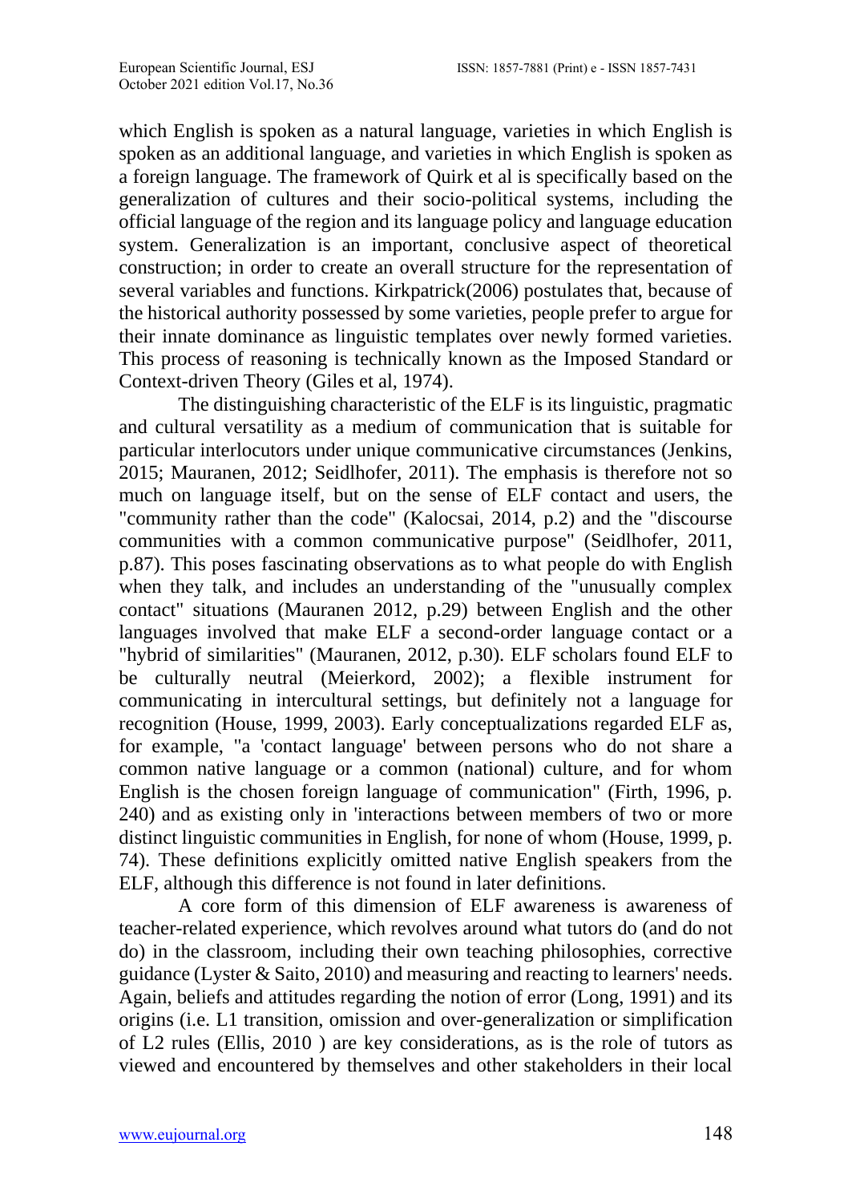which English is spoken as a natural language, varieties in which English is spoken as an additional language, and varieties in which English is spoken as a foreign language. The framework of Quirk et al is specifically based on the generalization of cultures and their socio-political systems, including the official language of the region and its language policy and language education system. Generalization is an important, conclusive aspect of theoretical construction; in order to create an overall structure for the representation of several variables and functions. Kirkpatrick(2006) postulates that, because of the historical authority possessed by some varieties, people prefer to argue for their innate dominance as linguistic templates over newly formed varieties. This process of reasoning is technically known as the Imposed Standard or Context-driven Theory (Giles et al, 1974).

The distinguishing characteristic of the ELF is its linguistic, pragmatic and cultural versatility as a medium of communication that is suitable for particular interlocutors under unique communicative circumstances (Jenkins, 2015; Mauranen, 2012; Seidlhofer, 2011). The emphasis is therefore not so much on language itself, but on the sense of ELF contact and users, the "community rather than the code" (Kalocsai, 2014, p.2) and the "discourse communities with a common communicative purpose" (Seidlhofer, 2011, p.87). This poses fascinating observations as to what people do with English when they talk, and includes an understanding of the "unusually complex contact" situations (Mauranen 2012, p.29) between English and the other languages involved that make ELF a second-order language contact or a "hybrid of similarities" (Mauranen, 2012, p.30). ELF scholars found ELF to be culturally neutral (Meierkord, 2002); a flexible instrument for communicating in intercultural settings, but definitely not a language for recognition (House, 1999, 2003). Early conceptualizations regarded ELF as, for example, "a 'contact language' between persons who do not share a common native language or a common (national) culture, and for whom English is the chosen foreign language of communication" (Firth, 1996, p. 240) and as existing only in 'interactions between members of two or more distinct linguistic communities in English, for none of whom (House, 1999, p. 74). These definitions explicitly omitted native English speakers from the ELF, although this difference is not found in later definitions.

A core form of this dimension of ELF awareness is awareness of teacher-related experience, which revolves around what tutors do (and do not do) in the classroom, including their own teaching philosophies, corrective guidance (Lyster & Saito, 2010) and measuring and reacting to learners' needs. Again, beliefs and attitudes regarding the notion of error (Long, 1991) and its origins (i.e. L1 transition, omission and over-generalization or simplification of L2 rules (Ellis, 2010 ) are key considerations, as is the role of tutors as viewed and encountered by themselves and other stakeholders in their local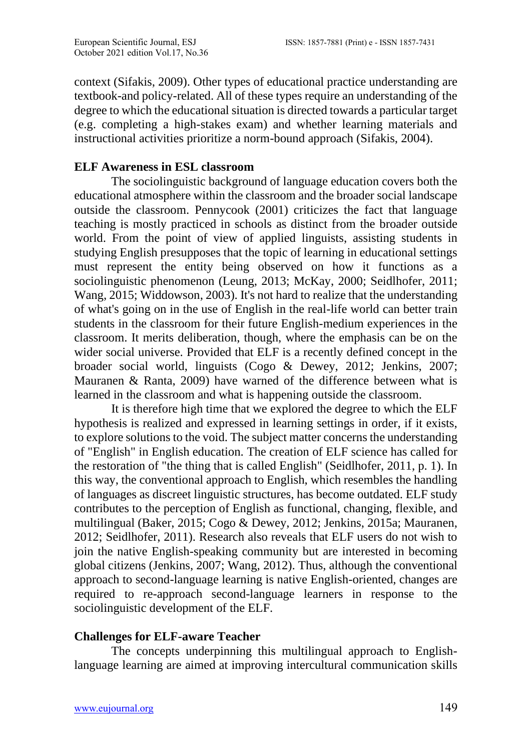context (Sifakis, 2009). Other types of educational practice understanding are textbook-and policy-related. All of these types require an understanding of the degree to which the educational situation is directed towards a particular target (e.g. completing a high-stakes exam) and whether learning materials and instructional activities prioritize a norm-bound approach (Sifakis, 2004).

## ELF Awareness in ESL classroom

The sociolinguistic background of language education covers both the educational atmosphere within the classroom and the broader social landscape outside the classroom. Pennycook (2001) criticizes the fact that language teaching is mostly practiced in schools as distinct from the broader outside world. From the point of view of applied linguists, assisting students in studying English presupposes that the topic of learning in educational settings must represent the entity being observed on how it functions as a sociolinguistic phenomenon (Leung, 2013; McKay, 2000; Seidlhofer, 2011; Wang, 2015; Widdowson, 2003). It's not hard to realize that the understanding of what's going on in the use of English in the real-life world can better train students in the classroom for their future English-medium experiences in the classroom. It merits deliberation, though, where the emphasis can be on the wider social universe. Provided that ELF is a recently defined concept in the broader social world, linguists (Cogo & Dewey, 2012; Jenkins, 2007; Mauranen & Ranta, 2009) have warned of the difference between what is learned in the classroom and what is happening outside the classroom.

It is therefore high time that we explored the degree to which the ELF hypothesis is realized and expressed in learning settings in order, if it exists, to explore solutions to the void. The subject matter concerns the understanding of "English" in English education. The creation of ELF science has called for the restoration of "the thing that is called English" (Seidlhofer, 2011, p. 1). In this way, the conventional approach to English, which resembles the handling of languages as discreet linguistic structures, has become outdated. ELF study contributes to the perception of English as functional, changing, flexible, and multilingual (Baker, 2015; Cogo & Dewey, 2012; Jenkins, 2015a; Mauranen, 2012; Seidlhofer, 2011). Research also reveals that ELF users do not wish to join the native English-speaking community but are interested in becoming global citizens (Jenkins, 2007; Wang, 2012). Thus, although the conventional approach to second-language learning is native English-oriented, changes are required to re-approach second-language learners in response to the sociolinguistic development of the ELF.

## Challenges for ELF-aware Teacher

The concepts underpinning this multilingual approach to English-language learning are aimed at improving intercultural communication skills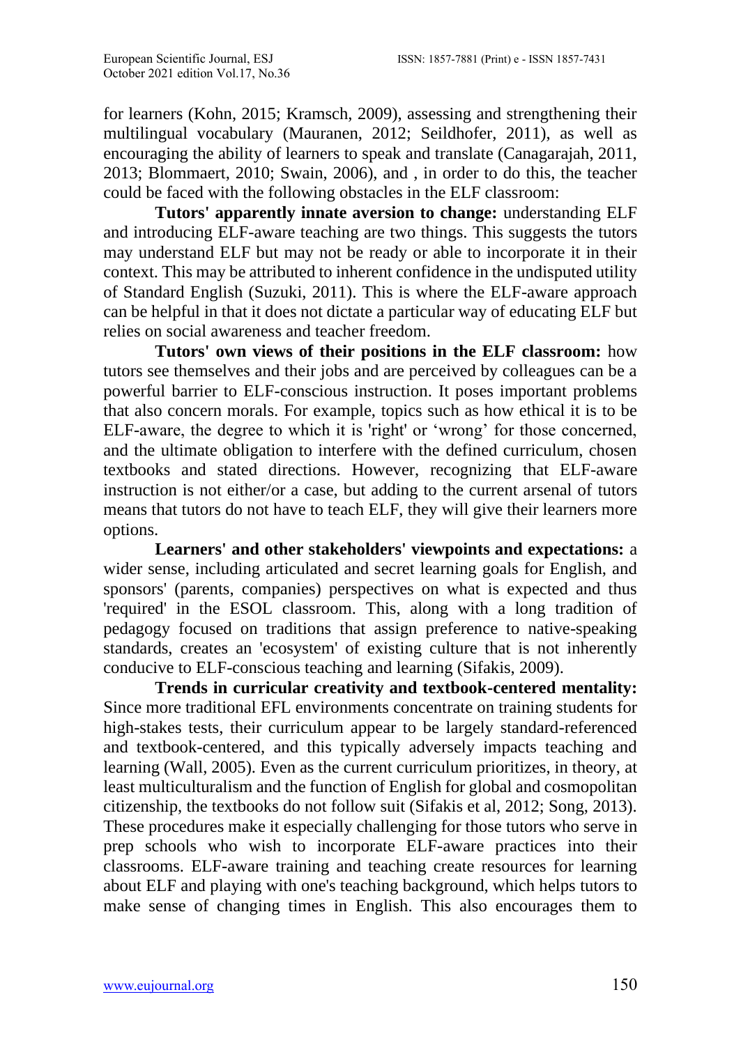for learners (Kohn, 2015; Kramsch, 2009), assessing and strengthening their multilingual vocabulary (Mauranen, 2012; Seildhofer, 2011), as well as encouraging the ability of learners to speak and translate (Canagarajah, 2011, 2013; Blommaert, 2010; Swain, 2006), and , in order to do this, the teacher could be faced with the following obstacles in the ELF classroom:

**Tutors' apparently innate aversion to change:** understanding ELF and introducing ELF-aware teaching are two things. This suggests the tutors may understand ELF but may not be ready or able to incorporate it in their context. This may be attributed to inherent confidence in the undisputed utility of Standard English (Suzuki, 2011). This is where the ELF-aware approach can be helpful in that it does not dictate a particular way of educating ELF but relies on social awareness and teacher freedom.

**Tutors' own views of their positions in the ELF classroom:** how tutors see themselves and their jobs and are perceived by colleagues can be a powerful barrier to ELF-conscious instruction. It poses important problems that also concern morals. For example, topics such as how ethical it is to be ELF-aware, the degree to which it is 'right' or 'wrong' for those concerned, and the ultimate obligation to interfere with the defined curriculum, chosen textbooks and stated directions. However, recognizing that ELF-aware instruction is not either/or a case, but adding to the current arsenal of tutors means that tutors do not have to teach ELF, they will give their learners more options.

**Learners' and other stakeholders' viewpoints and expectations:** a wider sense, including articulated and secret learning goals for English, and sponsors' (parents, companies) perspectives on what is expected and thus 'required' in the ESOL classroom. This, along with a long tradition of pedagogy focused on traditions that assign preference to native-speaking standards, creates an 'ecosystem' of existing culture that is not inherently conducive to ELF-conscious teaching and learning (Sifakis, 2009).

**Trends in curricular creativity and textbook-centered mentality:** Since more traditional EFL environments concentrate on training students for high-stakes tests, their curriculum appear to be largely standard-referenced and textbook-centered, and this typically adversely impacts teaching and learning (Wall, 2005). Even as the current curriculum prioritizes, in theory, at least multiculturalism and the function of English for global and cosmopolitan citizenship, the textbooks do not follow suit (Sifakis et al, 2012; Song, 2013). These procedures make it especially challenging for those tutors who serve in prep schools who wish to incorporate ELF-aware practices into their classrooms. ELF-aware training and teaching create resources for learning about ELF and playing with one's teaching background, which helps tutors to make sense of changing times in English. This also encourages them to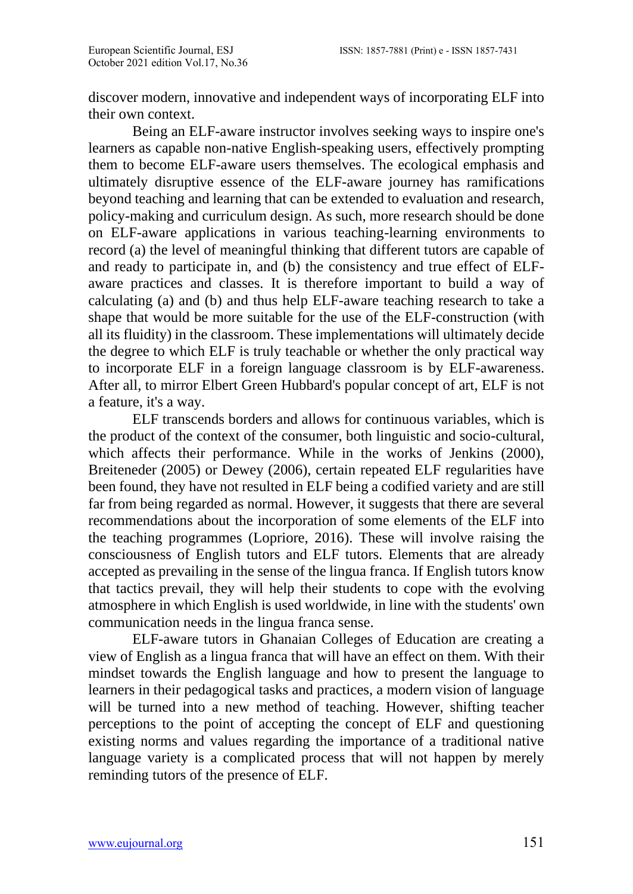discover modern, innovative and independent ways of incorporating ELF into their own context.

Being an ELF-aware instructor involves seeking ways to inspire one's learners as capable non-native English-speaking users, effectively prompting them to become ELF-aware users themselves. The ecological emphasis and ultimately disruptive essence of the ELF-aware journey has ramifications beyond teaching and learning that can be extended to evaluation and research, policy-making and curriculum design. As such, more research should be done on ELF-aware applications in various teaching-learning environments to record (a) the level of meaningful thinking that different tutors are capable of and ready to participate in, and (b) the consistency and true effect of ELF-aware practices and classes. It is therefore important to build a way of calculating (a) and (b) and thus help ELF-aware teaching research to take a shape that would be more suitable for the use of the ELF-construction (with all its fluidity) in the classroom. These implementations will ultimately decide the degree to which ELF is truly teachable or whether the only practical way to incorporate ELF in a foreign language classroom is by ELF-awareness. After all, to mirror Elbert Green Hubbard's popular concept of art, ELF is not a feature, it's a way.

ELF transcends borders and allows for continuous variables, which is the product of the context of the consumer, both linguistic and socio-cultural, which affects their performance. While in the works of Jenkins (2000), Breiteneder (2005) or Dewey (2006), certain repeated ELF regularities have been found, they have not resulted in ELF being a codified variety and are still far from being regarded as normal. However, it suggests that there are several recommendations about the incorporation of some elements of the ELF into the teaching programmes (Lopriore, 2016). These will involve raising the consciousness of English tutors and ELF tutors. Elements that are already accepted as prevailing in the sense of the lingua franca. If English tutors know that tactics prevail, they will help their students to cope with the evolving atmosphere in which English is used worldwide, in line with the students' own communication needs in the lingua franca sense.

ELF-aware tutors in Ghanaian Colleges of Education are creating a view of English as a lingua franca that will have an effect on them. With their mindset towards the English language and how to present the language to learners in their pedagogical tasks and practices, a modern vision of language will be turned into a new method of teaching. However, shifting teacher perceptions to the point of accepting the concept of ELF and questioning existing norms and values regarding the importance of a traditional native language variety is a complicated process that will not happen by merely reminding tutors of the presence of ELF.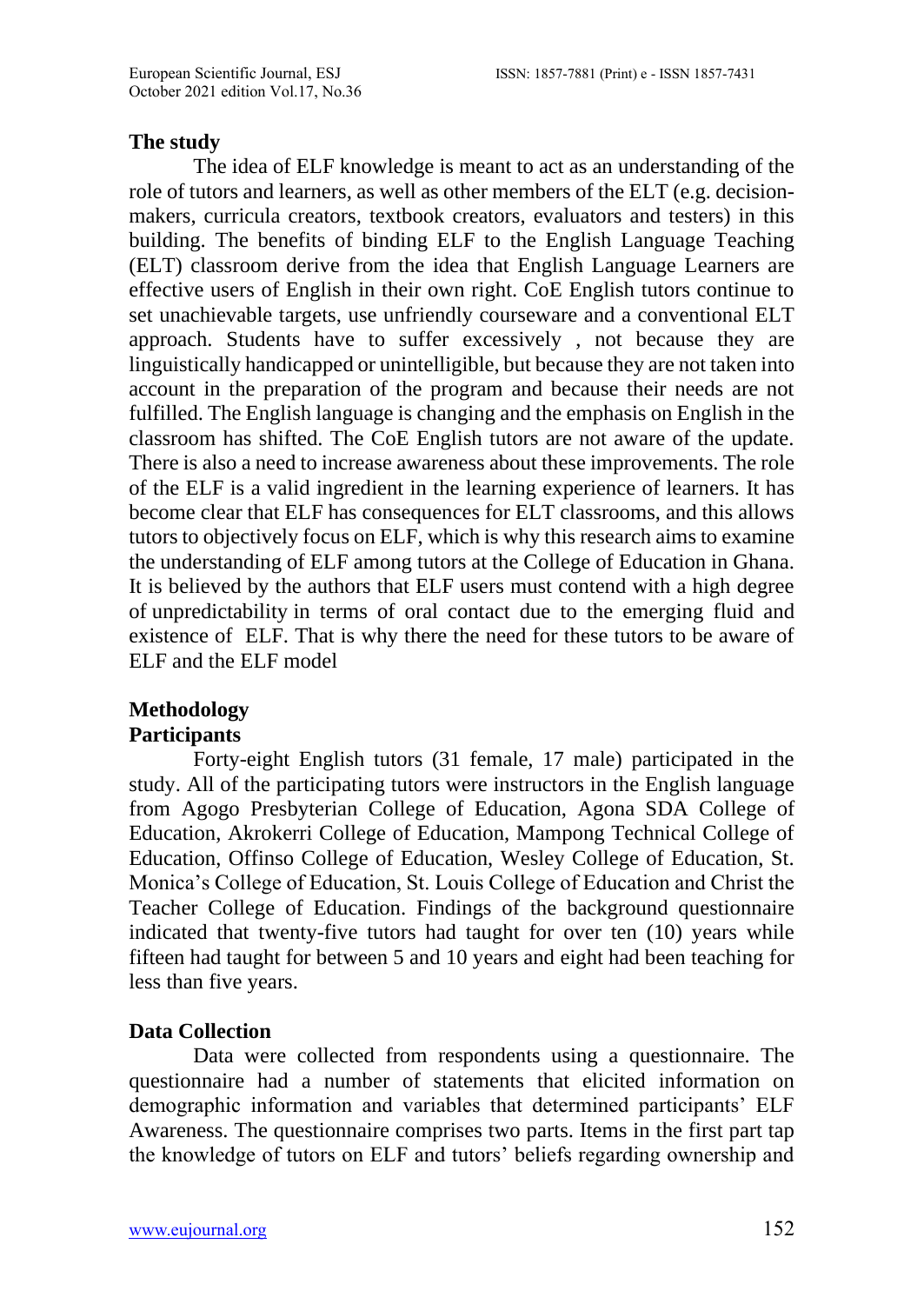## The study

The idea of ELF knowledge is meant to act as an understanding of the role of tutors and learners, as well as other members of the ELT (e.g. decision-makers, curricula creators, textbook creators, evaluators and testers) in this building. The benefits of binding ELF to the English Language Teaching (ELT) classroom derive from the idea that English Language Learners are effective users of English in their own right. CoE English tutors continue to set unachievable targets, use unfriendly courseware and a conventional ELT approach. Students have to suffer excessively , not because they are linguistically handicapped or unintelligible, but because they are not taken into account in the preparation of the program and because their needs are not fulfilled. The English language is changing and the emphasis on English in the classroom has shifted. The CoE English tutors are not aware of the update. There is also a need to increase awareness about these improvements. The role of the ELF is a valid ingredient in the learning experience of learners. It has become clear that ELF has consequences for ELT classrooms, and this allows tutors to objectively focus on ELF, which is why this research aims to examine the understanding of ELF among tutors at the College of Education in Ghana. It is believed by the authors that ELF users must contend with a high degree of unpredictability in terms of oral contact due to the emerging fluid and existence of ELF. That is why there the need for these tutors to be aware of ELF and the ELF model

## Methodology

### Participants

Forty-eight English tutors (31 female, 17 male) participated in the study. All of the participating tutors were instructors in the English language from Agogo Presbyterian College of Education, Agona SDA College of Education, Akrokerri College of Education, Mampong Technical College of Education, Offinso College of Education, Wesley College of Education, St. Monica's College of Education, St. Louis College of Education and Christ the Teacher College of Education. Findings of the background questionnaire indicated that twenty-five tutors had taught for over ten (10) years while fifteen had taught for between 5 and 10 years and eight had been teaching for less than five years.

### Data Collection

Data were collected from respondents using a questionnaire. The questionnaire had a number of statements that elicited information on demographic information and variables that determined participants' ELF Awareness. The questionnaire comprises two parts. Items in the first part tap the knowledge of tutors on ELF and tutors' beliefs regarding ownership and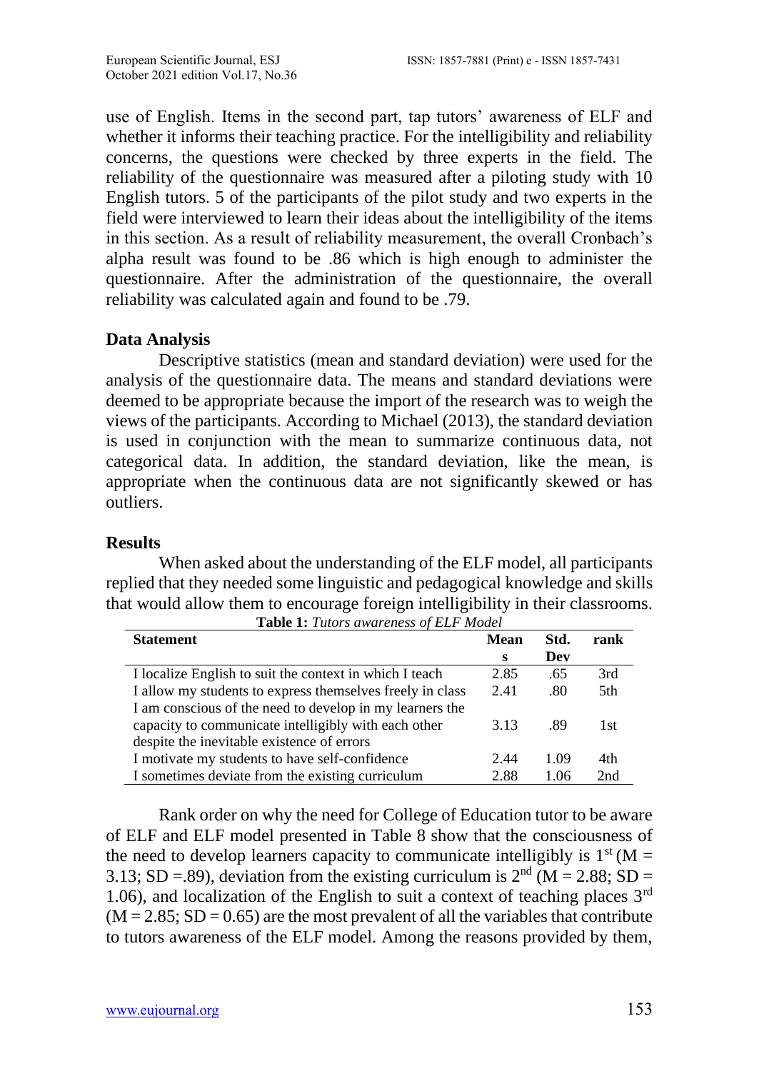use of English. Items in the second part, tap tutors' awareness of ELF and whether it informs their teaching practice. For the intelligibility and reliability concerns, the questions were checked by three experts in the field. The reliability of the questionnaire was measured after a piloting study with 10 English tutors. 5 of the participants of the pilot study and two experts in the field were interviewed to learn their ideas about the intelligibility of the items in this section. As a result of reliability measurement, the overall Cronbach's alpha result was found to be .86 which is high enough to administer the questionnaire. After the administration of the questionnaire, the overall reliability was calculated again and found to be .79.

## Data Analysis

Descriptive statistics (mean and standard deviation) were used for the analysis of the questionnaire data. The means and standard deviations were deemed to be appropriate because the import of the research was to weigh the views of the participants. According to Michael (2013), the standard deviation is used in conjunction with the mean to summarize continuous data, not categorical data. In addition, the standard deviation, like the mean, is appropriate when the continuous data are not significantly skewed or has outliers.

## Results

When asked about the understanding of the ELF model, all participants replied that they needed some linguistic and pedagogical knowledge and skills that would allow them to encourage foreign intelligibility in their classrooms.

**Table 1:** *Tutors awareness of ELF Model*

| Statement | Means | Std. Dev | rank |
|---|---|---|---|
| I localize English to suit the context in which I teach | 2.85 | .65 | 3rd |
| I allow my students to express themselves freely in class | 2.41 | .80 | 5th |
| I am conscious of the need to develop in my learners the capacity to communicate intelligibly with each other despite the inevitable existence of errors | 3.13 | .89 | 1st |
| I motivate my students to have self-confidence | 2.44 | 1.09 | 4th |
| I sometimes deviate from the existing curriculum | 2.88 | 1.06 | 2nd |

Rank order on why the need for College of Education tutor to be aware of ELF and ELF model presented in Table 8 show that the consciousness of the need to develop learners capacity to communicate intelligibly is 1st ($M = 3.13$; $SD = .89$), deviation from the existing curriculum is 2nd ($M = 2.88$; $SD = 1.06$), and localization of the English to suit a context of teaching places 3rd ($M = 2.85$; $SD = 0.65$) are the most prevalent of all the variables that contribute to tutors awareness of the ELF model. Among the reasons provided by them,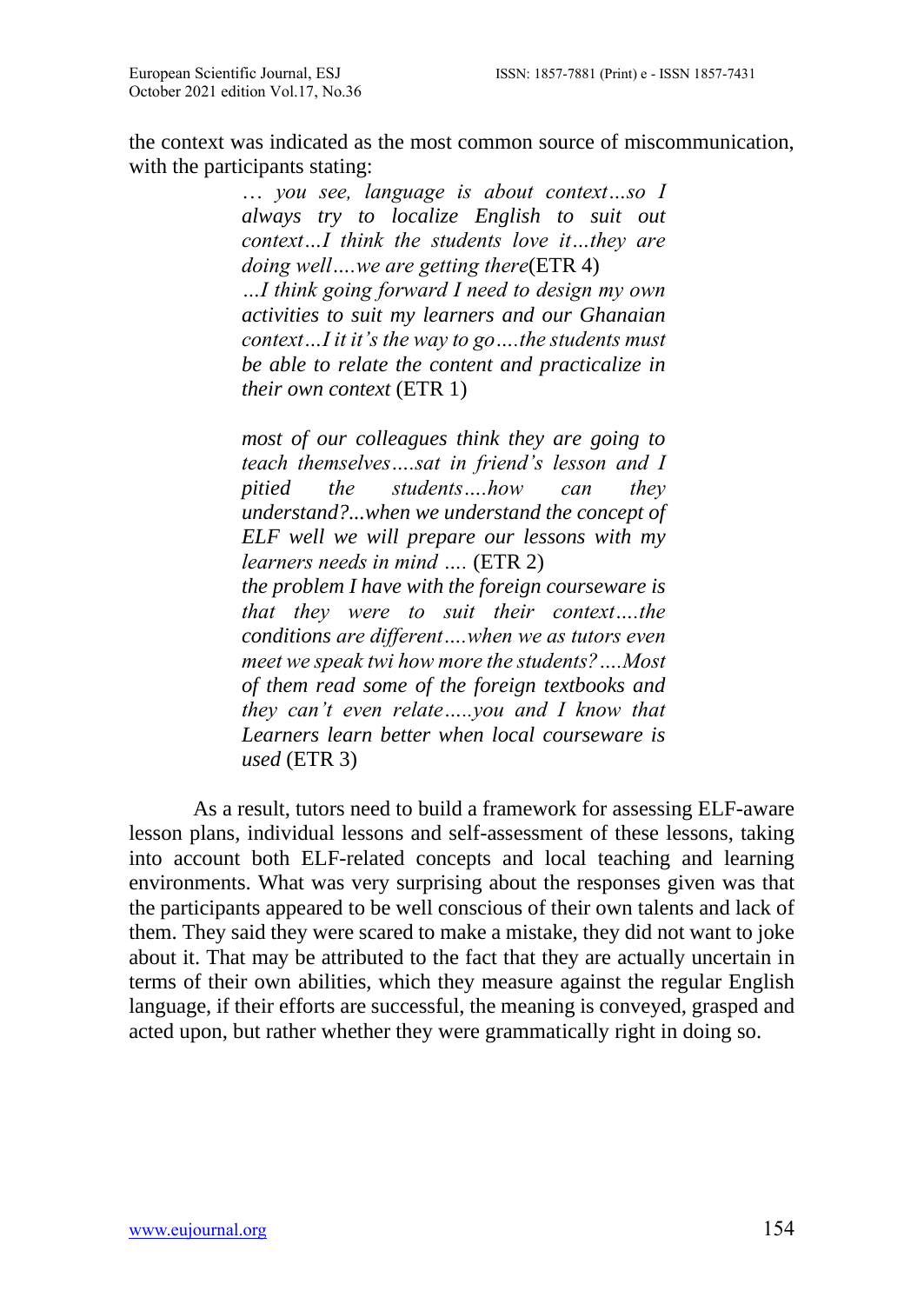the context was indicated as the most common source of miscommunication, with the participants stating:

> *… you see, language is about context…so I always try to localize English to suit out context…I think the students love it…they are doing well….we are getting there*(ETR 4)
>
> *…I think going forward I need to design my own activities to suit my learners and our Ghanaian context…I it it's the way to go….the students must be able to relate the content and practicalize in their own context* (ETR 1)
>
> *most of our colleagues think they are going to teach themselves….sat in friend's lesson and I pitied the students….how can they understand?...when we understand the concept of ELF well we will prepare our lessons with my learners needs in mind ….* (ETR 2)
>
> *the problem I have with the foreign courseware is that they were to suit their context….the conditions are different….when we as tutors even meet we speak twi how more the students?….Most of them read some of the foreign textbooks and they can't even relate…..you and I know that Learners learn better when local courseware is used* (ETR 3)

As a result, tutors need to build a framework for assessing ELF-aware lesson plans, individual lessons and self-assessment of these lessons, taking into account both ELF-related concepts and local teaching and learning environments. What was very surprising about the responses given was that the participants appeared to be well conscious of their own talents and lack of them. They said they were scared to make a mistake, they did not want to joke about it. That may be attributed to the fact that they are actually uncertain in terms of their own abilities, which they measure against the regular English language, if their efforts are successful, the meaning is conveyed, grasped and acted upon, but rather whether they were grammatically right in doing so.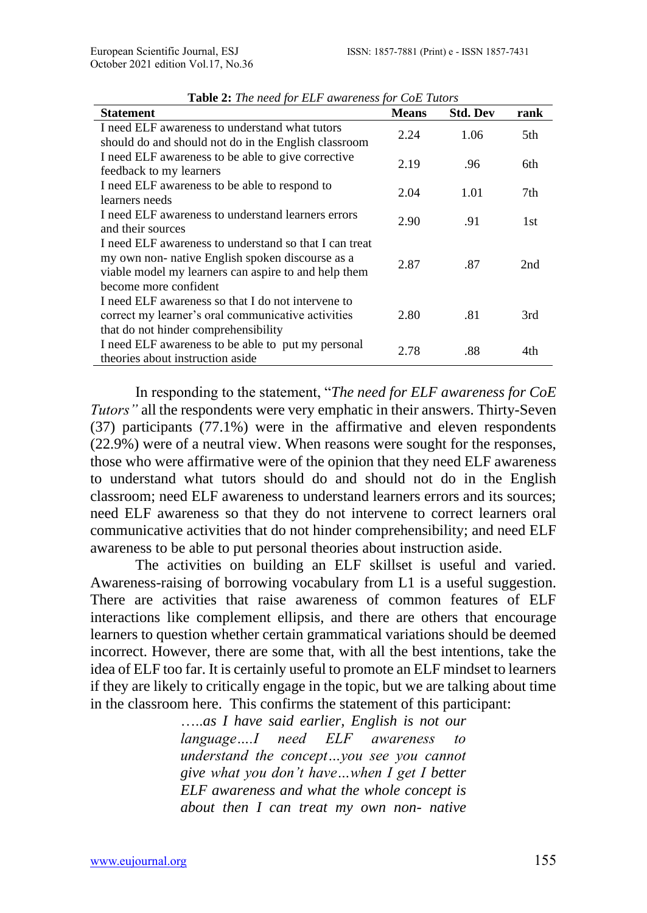**Table 2:** *The need for ELF awareness for CoE Tutors*

| Statement | Means | Std. Dev | rank |
|---|---|---|---|
| I need ELF awareness to understand what tutors should do and should not do in the English classroom | 2.24 | 1.06 | 5th |
| I need ELF awareness to be able to give corrective feedback to my learners | 2.19 | .96 | 6th |
| I need ELF awareness to be able to respond to learners needs | 2.04 | 1.01 | 7th |
| I need ELF awareness to understand learners errors and their sources | 2.90 | .91 | 1st |
| I need ELF awareness to understand so that I can treat my own non- native English spoken discourse as a viable model my learners can aspire to and help them become more confident | 2.87 | .87 | 2nd |
| I need ELF awareness so that I do not intervene to correct my learner's oral communicative activities that do not hinder comprehensibility | 2.80 | .81 | 3rd |
| I need ELF awareness to be able to put my personal theories about instruction aside | 2.78 | .88 | 4th |

In responding to the statement, "*The need for ELF awareness for CoE Tutors"* all the respondents were very emphatic in their answers. Thirty-Seven (37) participants (77.1%) were in the affirmative and eleven respondents (22.9%) were of a neutral view. When reasons were sought for the responses, those who were affirmative were of the opinion that they need ELF awareness to understand what tutors should do and should not do in the English classroom; need ELF awareness to understand learners errors and its sources; need ELF awareness so that they do not intervene to correct learners oral communicative activities that do not hinder comprehensibility; and need ELF awareness to be able to put personal theories about instruction aside.

The activities on building an ELF skillset is useful and varied. Awareness-raising of borrowing vocabulary from L1 is a useful suggestion. There are activities that raise awareness of common features of ELF interactions like complement ellipsis, and there are others that encourage learners to question whether certain grammatical variations should be deemed incorrect. However, there are some that, with all the best intentions, take the idea of ELF too far. It is certainly useful to promote an ELF mindset to learners if they are likely to critically engage in the topic, but we are talking about time in the classroom here. This confirms the statement of this participant:

> *…..as I have said earlier, English is not our language….I need ELF awareness to understand the concept…you see you cannot give what you don't have…when I get I better ELF awareness and what the whole concept is about then I can treat my own non- native*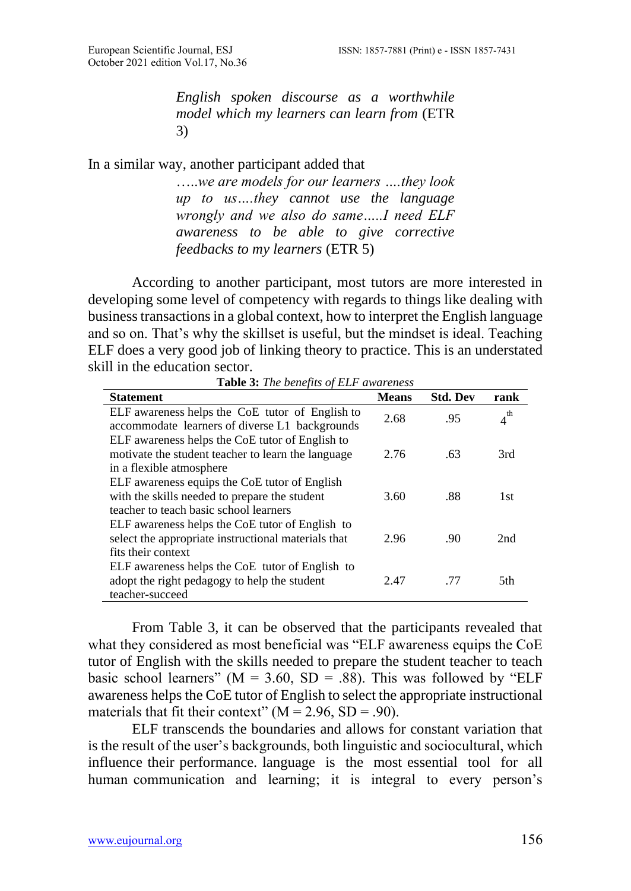> *English spoken discourse as a worthwhile model which my learners can learn from* (ETR 3)

In a similar way, another participant added that

> *…..we are models for our learners ….they look up to us….they cannot use the language wrongly and we also do same…..I need ELF awareness to be able to give corrective feedbacks to my learners* (ETR 5)

According to another participant, most tutors are more interested in developing some level of competency with regards to things like dealing with business transactions in a global context, how to interpret the English language and so on. That's why the skillset is useful, but the mindset is ideal. Teaching ELF does a very good job of linking theory to practice. This is an understated skill in the education sector.

**Table 3:** *The benefits of ELF awareness*

| Statement | Means | Std. Dev | rank |
|---|---|---|---|
| ELF awareness helps the CoE tutor of English to accommodate learners of diverse L1 backgrounds | 2.68 | .95 | 4th |
| ELF awareness helps the CoE tutor of English to motivate the student teacher to learn the language in a flexible atmosphere | 2.76 | .63 | 3rd |
| ELF awareness equips the CoE tutor of English with the skills needed to prepare the student teacher to teach basic school learners | 3.60 | .88 | 1st |
| ELF awareness helps the CoE tutor of English to select the appropriate instructional materials that fits their context | 2.96 | .90 | 2nd |
| ELF awareness helps the CoE tutor of English to adopt the right pedagogy to help the student teacher-succeed | 2.47 | .77 | 5th |

From Table 3, it can be observed that the participants revealed that what they considered as most beneficial was "ELF awareness equips the CoE tutor of English with the skills needed to prepare the student teacher to teach basic school learners" ($M = 3.60$, $SD = .88$). This was followed by "ELF awareness helps the CoE tutor of English to select the appropriate instructional materials that fit their context" ($M = 2.96$, $SD = .90$).

ELF transcends the boundaries and allows for constant variation that is the result of the user's backgrounds, both linguistic and sociocultural, which influence their performance. language is the most essential tool for all human communication and learning; it is integral to every person's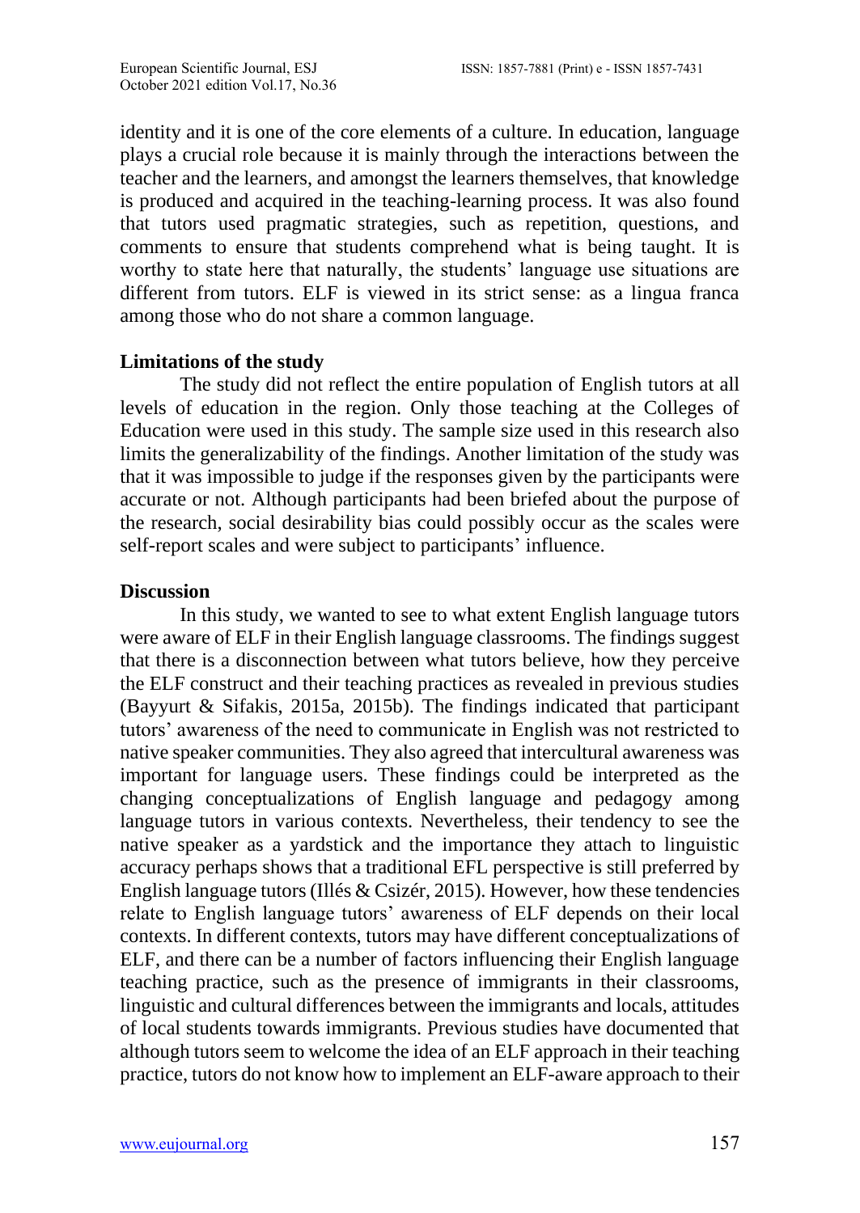identity and it is one of the core elements of a culture. In education, language plays a crucial role because it is mainly through the interactions between the teacher and the learners, and amongst the learners themselves, that knowledge is produced and acquired in the teaching-learning process. It was also found that tutors used pragmatic strategies, such as repetition, questions, and comments to ensure that students comprehend what is being taught. It is worthy to state here that naturally, the students' language use situations are different from tutors. ELF is viewed in its strict sense: as a lingua franca among those who do not share a common language.

## Limitations of the study

The study did not reflect the entire population of English tutors at all levels of education in the region. Only those teaching at the Colleges of Education were used in this study. The sample size used in this research also limits the generalizability of the findings. Another limitation of the study was that it was impossible to judge if the responses given by the participants were accurate or not. Although participants had been briefed about the purpose of the research, social desirability bias could possibly occur as the scales were self-report scales and were subject to participants' influence.

## Discussion

In this study, we wanted to see to what extent English language tutors were aware of ELF in their English language classrooms. The findings suggest that there is a disconnection between what tutors believe, how they perceive the ELF construct and their teaching practices as revealed in previous studies (Bayyurt & Sifakis, 2015a, 2015b). The findings indicated that participant tutors' awareness of the need to communicate in English was not restricted to native speaker communities. They also agreed that intercultural awareness was important for language users. These findings could be interpreted as the changing conceptualizations of English language and pedagogy among language tutors in various contexts. Nevertheless, their tendency to see the native speaker as a yardstick and the importance they attach to linguistic accuracy perhaps shows that a traditional EFL perspective is still preferred by English language tutors (Illés & Csizér, 2015). However, how these tendencies relate to English language tutors' awareness of ELF depends on their local contexts. In different contexts, tutors may have different conceptualizations of ELF, and there can be a number of factors influencing their English language teaching practice, such as the presence of immigrants in their classrooms, linguistic and cultural differences between the immigrants and locals, attitudes of local students towards immigrants. Previous studies have documented that although tutors seem to welcome the idea of an ELF approach in their teaching practice, tutors do not know how to implement an ELF-aware approach to their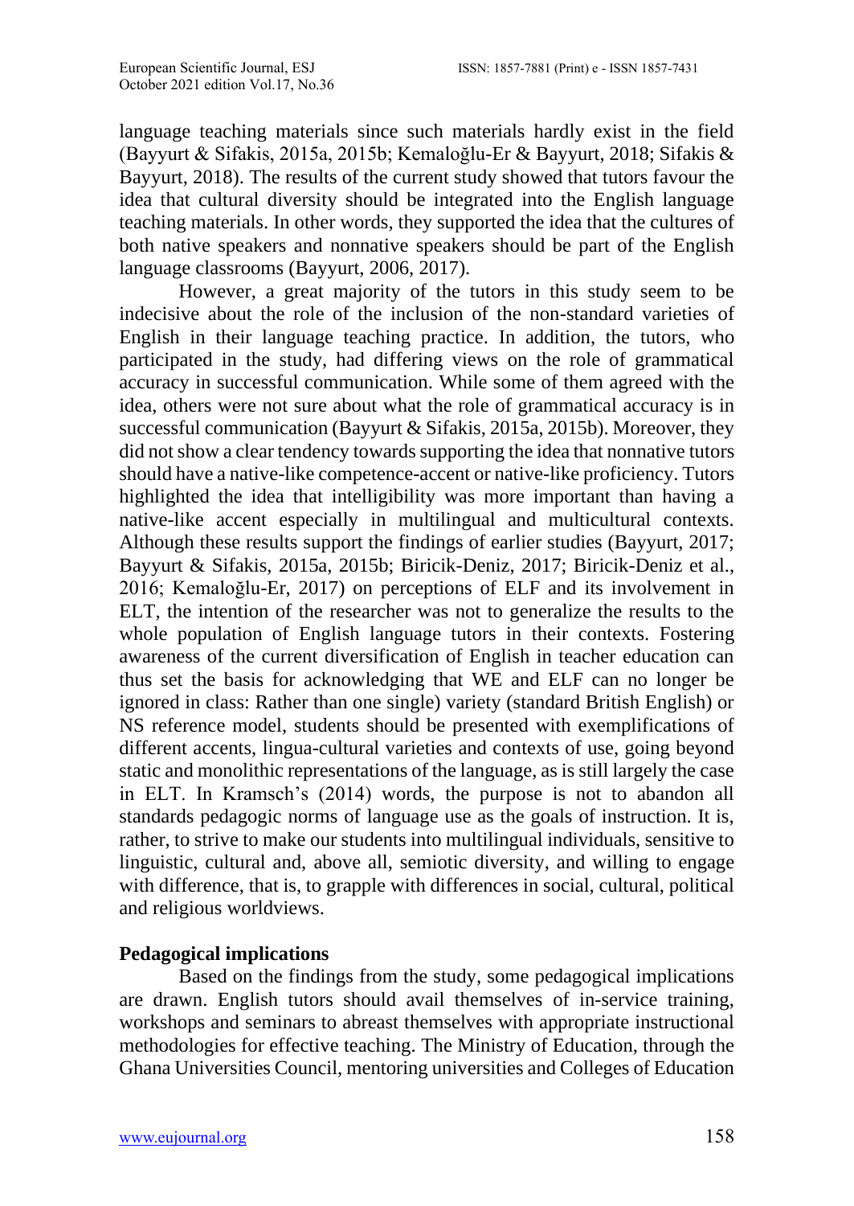language teaching materials since such materials hardly exist in the field (Bayyurt & Sifakis, 2015a, 2015b; Kemaloğlu-Er & Bayyurt, 2018; Sifakis & Bayyurt, 2018). The results of the current study showed that tutors favour the idea that cultural diversity should be integrated into the English language teaching materials. In other words, they supported the idea that the cultures of both native speakers and nonnative speakers should be part of the English language classrooms (Bayyurt, 2006, 2017).

However, a great majority of the tutors in this study seem to be indecisive about the role of the inclusion of the non-standard varieties of English in their language teaching practice. In addition, the tutors, who participated in the study, had differing views on the role of grammatical accuracy in successful communication. While some of them agreed with the idea, others were not sure about what the role of grammatical accuracy is in successful communication (Bayyurt & Sifakis, 2015a, 2015b). Moreover, they did not show a clear tendency towards supporting the idea that nonnative tutors should have a native-like competence-accent or native-like proficiency. Tutors highlighted the idea that intelligibility was more important than having a native-like accent especially in multilingual and multicultural contexts. Although these results support the findings of earlier studies (Bayyurt, 2017; Bayyurt & Sifakis, 2015a, 2015b; Biricik-Deniz, 2017; Biricik-Deniz et al., 2016; Kemaloğlu-Er, 2017) on perceptions of ELF and its involvement in ELT, the intention of the researcher was not to generalize the results to the whole population of English language tutors in their contexts. Fostering awareness of the current diversification of English in teacher education can thus set the basis for acknowledging that WE and ELF can no longer be ignored in class: Rather than one single) variety (standard British English) or NS reference model, students should be presented with exemplifications of different accents, lingua-cultural varieties and contexts of use, going beyond static and monolithic representations of the language, as is still largely the case in ELT. In Kramsch's (2014) words, the purpose is not to abandon all standards pedagogic norms of language use as the goals of instruction. It is, rather, to strive to make our students into multilingual individuals, sensitive to linguistic, cultural and, above all, semiotic diversity, and willing to engage with difference, that is, to grapple with differences in social, cultural, political and religious worldviews.

## Pedagogical implications

Based on the findings from the study, some pedagogical implications are drawn. English tutors should avail themselves of in-service training, workshops and seminars to abreast themselves with appropriate instructional methodologies for effective teaching. The Ministry of Education, through the Ghana Universities Council, mentoring universities and Colleges of Education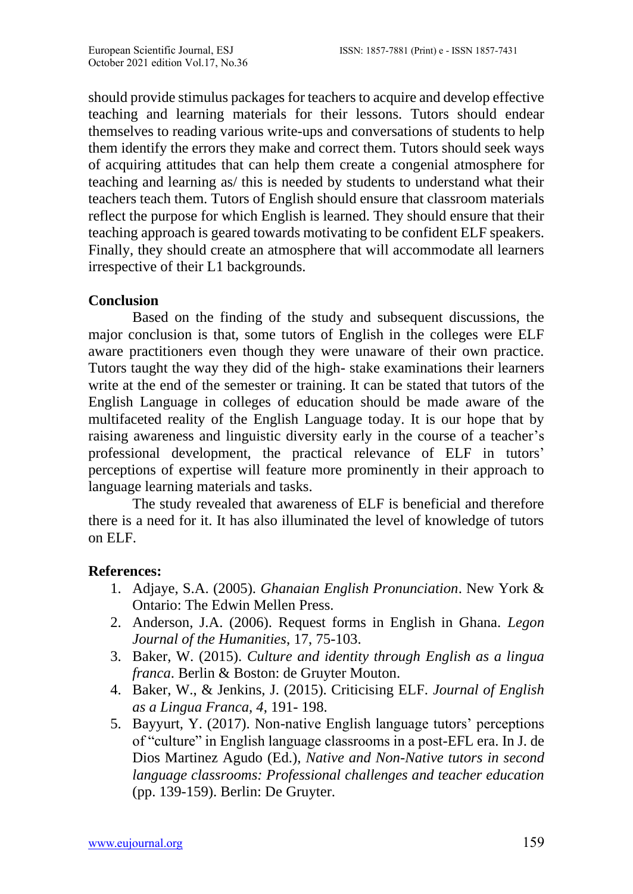should provide stimulus packages for teachers to acquire and develop effective teaching and learning materials for their lessons. Tutors should endear themselves to reading various write-ups and conversations of students to help them identify the errors they make and correct them. Tutors should seek ways of acquiring attitudes that can help them create a congenial atmosphere for teaching and learning as/ this is needed by students to understand what their teachers teach them. Tutors of English should ensure that classroom materials reflect the purpose for which English is learned. They should ensure that their teaching approach is geared towards motivating to be confident ELF speakers. Finally, they should create an atmosphere that will accommodate all learners irrespective of their L1 backgrounds.

## Conclusion

Based on the finding of the study and subsequent discussions, the major conclusion is that, some tutors of English in the colleges were ELF aware practitioners even though they were unaware of their own practice. Tutors taught the way they did of the high- stake examinations their learners write at the end of the semester or training. It can be stated that tutors of the English Language in colleges of education should be made aware of the multifaceted reality of the English Language today. It is our hope that by raising awareness and linguistic diversity early in the course of a teacher's professional development, the practical relevance of ELF in tutors' perceptions of expertise will feature more prominently in their approach to language learning materials and tasks.

The study revealed that awareness of ELF is beneficial and therefore there is a need for it. It has also illuminated the level of knowledge of tutors on ELF.

## References:

1. Adjaye, S.A. (2005). *Ghanaian English Pronunciation*. New York & Ontario: The Edwin Mellen Press.
2. Anderson, J.A. (2006). Request forms in English in Ghana. *Legon Journal of the Humanities*, 17, 75-103.
3. Baker, W. (2015). *Culture and identity through English as a lingua franca*. Berlin & Boston: de Gruyter Mouton.
4. Baker, W., & Jenkins, J. (2015). Criticising ELF. *Journal of English as a Lingua Franca, 4*, 191- 198.
5. Bayyurt, Y. (2017). Non-native English language tutors' perceptions of "culture" in English language classrooms in a post-EFL era. In J. de Dios Martinez Agudo (Ed.), *Native and Non-Native tutors in second language classrooms: Professional challenges and teacher education* (pp. 139-159). Berlin: De Gruyter.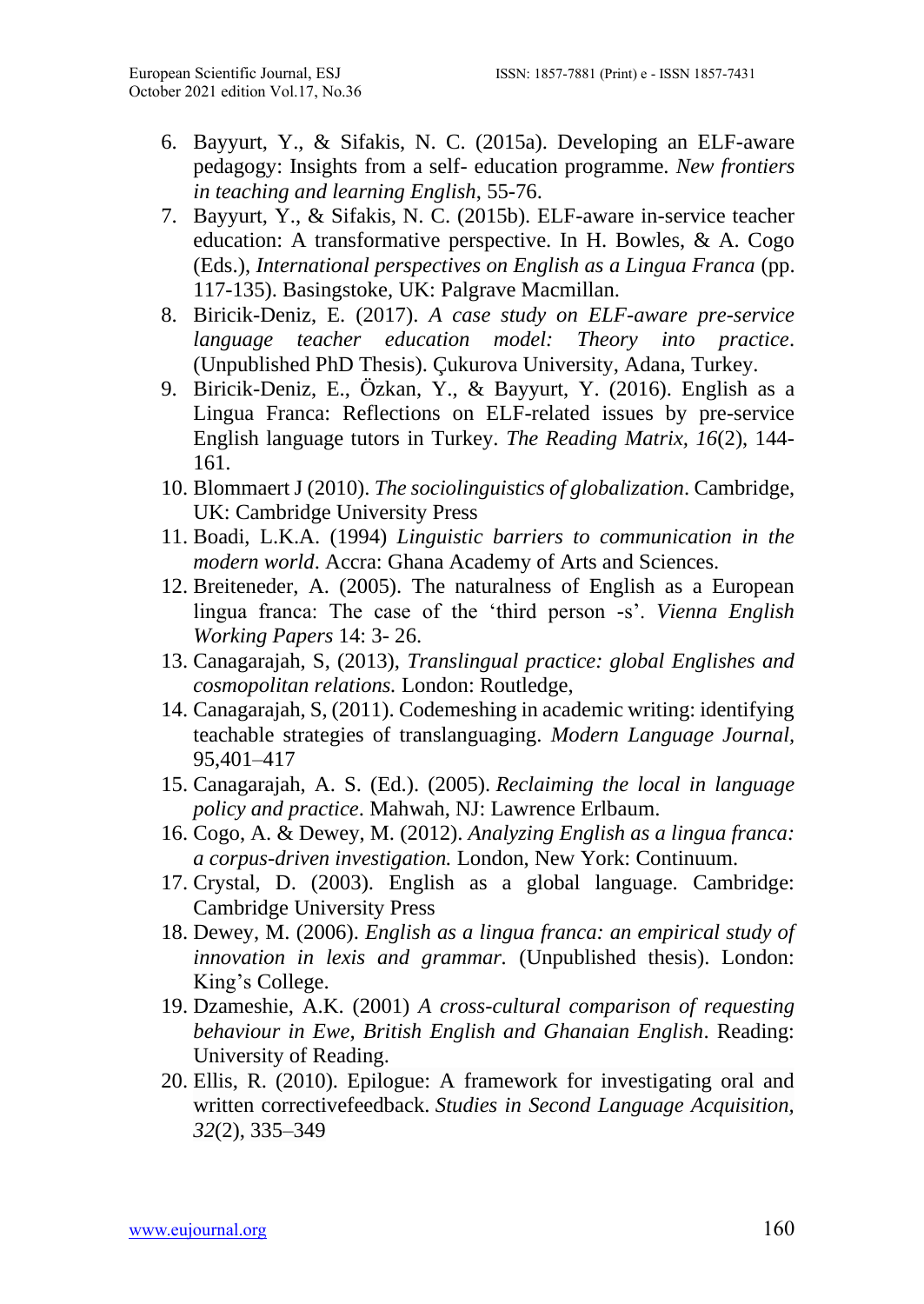6. Bayyurt, Y., & Sifakis, N. C. (2015a). Developing an ELF-aware pedagogy: Insights from a self- education programme. *New frontiers in teaching and learning English*, 55-76.
7. Bayyurt, Y., & Sifakis, N. C. (2015b). ELF-aware in-service teacher education: A transformative perspective. In H. Bowles, & A. Cogo (Eds.), *International perspectives on English as a Lingua Franca* (pp. 117-135). Basingstoke, UK: Palgrave Macmillan.
8. Biricik-Deniz, E. (2017). *A case study on ELF-aware pre-service language teacher education model: Theory into practice*. (Unpublished PhD Thesis). Çukurova University, Adana, Turkey.
9. Biricik-Deniz, E., Özkan, Y., & Bayyurt, Y. (2016). English as a Lingua Franca: Reflections on ELF-related issues by pre-service English language tutors in Turkey. *The Reading Matrix*, *16*(2), 144-161.
10. Blommaert J (2010). *The sociolinguistics of globalization*. Cambridge, UK: Cambridge University Press
11. Boadi, L.K.A. (1994) *Linguistic barriers to communication in the modern world*. Accra: Ghana Academy of Arts and Sciences.
12. Breiteneder, A. (2005). The naturalness of English as a European lingua franca: The case of the 'third person -s'. *Vienna English Working Papers* 14: 3- 26.
13. Canagarajah, S, (2013), *Translingual practice: global Englishes and cosmopolitan relations.* London: Routledge,
14. Canagarajah, S, (2011). Codemeshing in academic writing: identifying teachable strategies of translanguaging. *Modern Language Journal*, 95,401–417
15. Canagarajah, A. S. (Ed.). (2005). *Reclaiming the local in language policy and practice*. Mahwah, NJ: Lawrence Erlbaum.
16. Cogo, A. & Dewey, M. (2012). *Analyzing English as a lingua franca: a corpus-driven investigation.* London, New York: Continuum.
17. Crystal, D. (2003). English as a global language. Cambridge: Cambridge University Press
18. Dewey, M. (2006). *English as a lingua franca: an empirical study of innovation in lexis and grammar.* (Unpublished thesis). London: King's College.
19. Dzameshie, A.K. (2001) *A cross-cultural comparison of requesting behaviour in Ewe, British English and Ghanaian English*. Reading: University of Reading.
20. Ellis, R. (2010). Epilogue: A framework for investigating oral and written correctivefeedback. *Studies in Second Language Acquisition, 32*(2), 335–349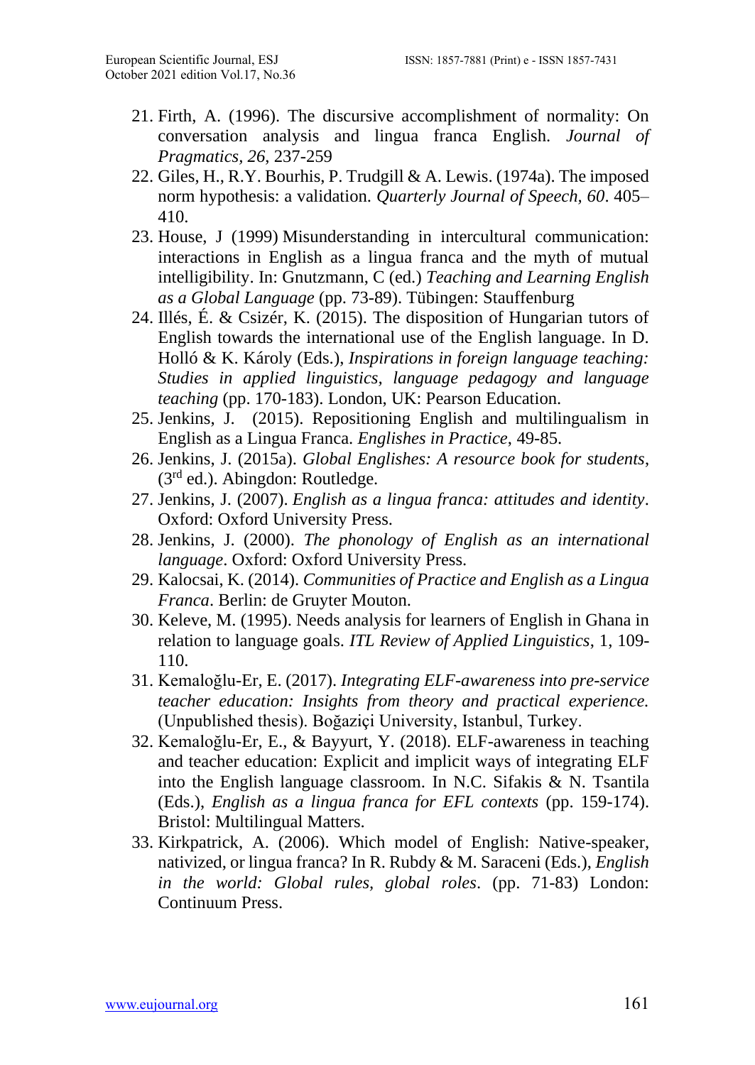21. Firth, A. (1996). The discursive accomplishment of normality: On conversation analysis and lingua franca English. *Journal of Pragmatics*, *26*, 237-259
22. Giles, H., R.Y. Bourhis, P. Trudgill & A. Lewis. (1974a). The imposed norm hypothesis: a validation. *Quarterly Journal of Speech, 60*. 405–410.
23. House, J (1999) Misunderstanding in intercultural communication: interactions in English as a lingua franca and the myth of mutual intelligibility. In: Gnutzmann, C (ed.) *Teaching and Learning English as a Global Language* (pp. 73-89). Tübingen: Stauffenburg
24. Illés, É. & Csizér, K. (2015). The disposition of Hungarian tutors of English towards the international use of the English language. In D. Holló & K. Károly (Eds.), *Inspirations in foreign language teaching: Studies in applied linguistics, language pedagogy and language teaching* (pp. 170-183). London, UK: Pearson Education.
25. Jenkins, J. (2015). Repositioning English and multilingualism in English as a Lingua Franca. *Englishes in Practice*, 49-85.
26. Jenkins, J. (2015a). *Global Englishes: A resource book for students*, (3rd ed.). Abingdon: Routledge.
27. Jenkins, J. (2007). *English as a lingua franca: attitudes and identity*. Oxford: Oxford University Press.
28. Jenkins, J. (2000). *The phonology of English as an international language*. Oxford: Oxford University Press.
29. Kalocsai, K. (2014). *Communities of Practice and English as a Lingua Franca*. Berlin: de Gruyter Mouton.
30. Keleve, M. (1995). Needs analysis for learners of English in Ghana in relation to language goals. *ITL Review of Applied Linguistics*, 1, 109-110.
31. Kemaloğlu-Er, E. (2017). *Integrating ELF-awareness into pre-service teacher education: Insights from theory and practical experience.* (Unpublished thesis). Boğaziçi University, Istanbul, Turkey.
32. Kemaloğlu-Er, E., & Bayyurt, Y. (2018). ELF-awareness in teaching and teacher education: Explicit and implicit ways of integrating ELF into the English language classroom. In N.C. Sifakis & N. Tsantila (Eds.), *English as a lingua franca for EFL contexts* (pp. 159-174). Bristol: Multilingual Matters.
33. Kirkpatrick, A. (2006). Which model of English: Native-speaker, nativized, or lingua franca? In R. Rubdy & M. Saraceni (Eds.), *English in the world: Global rules, global roles*. (pp. 71-83) London: Continuum Press.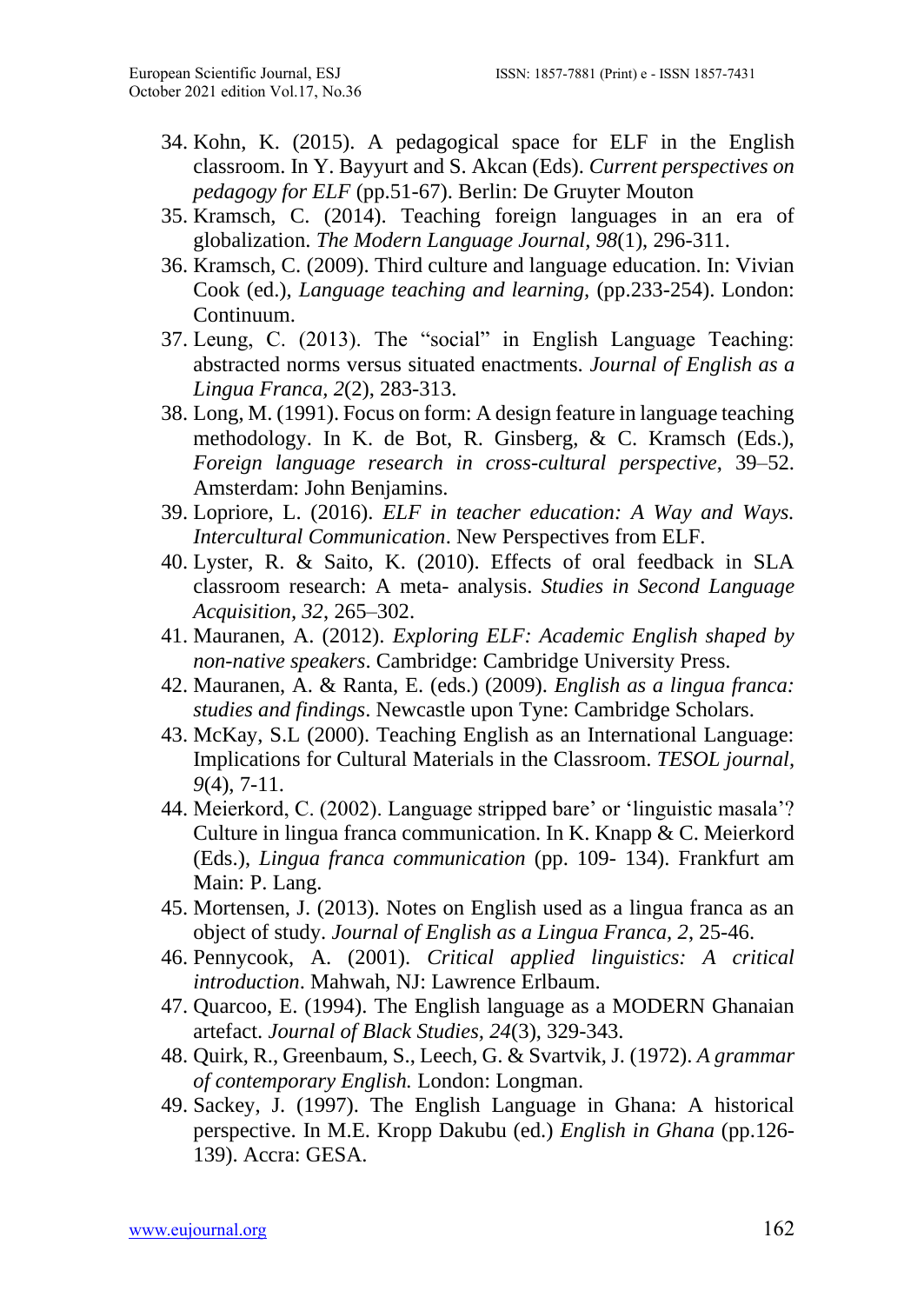34. Kohn, K. (2015). A pedagogical space for ELF in the English classroom. In Y. Bayyurt and S. Akcan (Eds). *Current perspectives on pedagogy for ELF* (pp.51-67). Berlin: De Gruyter Mouton
35. Kramsch, C. (2014). Teaching foreign languages in an era of globalization. *The Modern Language Journal, 98*(1), 296-311.
36. Kramsch, C. (2009). Third culture and language education. In: Vivian Cook (ed.), *Language teaching and learning*, (pp.233-254). London: Continuum.
37. Leung, C. (2013). The "social" in English Language Teaching: abstracted norms versus situated enactments. *Journal of English as a Lingua Franca, 2*(2), 283-313.
38. Long, M. (1991). Focus on form: A design feature in language teaching methodology. In K. de Bot, R. Ginsberg, & C. Kramsch (Eds.), *Foreign language research in cross-cultural perspective*, 39–52. Amsterdam: John Benjamins.
39. Lopriore, L. (2016). *ELF in teacher education: A Way and Ways. Intercultural Communication*. New Perspectives from ELF.
40. Lyster, R. & Saito, K. (2010). Effects of oral feedback in SLA classroom research: A meta- analysis. *Studies in Second Language Acquisition, 32*, 265–302.
41. Mauranen, A. (2012). *Exploring ELF: Academic English shaped by non-native speakers*. Cambridge: Cambridge University Press.
42. Mauranen, A. & Ranta, E. (eds.) (2009). *English as a lingua franca: studies and findings*. Newcastle upon Tyne: Cambridge Scholars.
43. McKay, S.L (2000). Teaching English as an International Language: Implications for Cultural Materials in the Classroom. *TESOL journal, 9*(4), 7-11.
44. Meierkord, C. (2002). Language stripped bare' or 'linguistic masala'? Culture in lingua franca communication. In K. Knapp & C. Meierkord (Eds.), *Lingua franca communication* (pp. 109- 134). Frankfurt am Main: P. Lang.
45. Mortensen, J. (2013). Notes on English used as a lingua franca as an object of study. *Journal of English as a Lingua Franca, 2*, 25-46.
46. Pennycook, A. (2001). *Critical applied linguistics: A critical introduction*. Mahwah, NJ: Lawrence Erlbaum.
47. Quarcoo, E. (1994). The English language as a MODERN Ghanaian artefact. *Journal of Black Studies, 24*(3), 329-343.
48. Quirk, R., Greenbaum, S., Leech, G. & Svartvik, J. (1972). *A grammar of contemporary English.* London: Longman.
49. Sackey, J. (1997). The English Language in Ghana: A historical perspective. In M.E. Kropp Dakubu (ed.) *English in Ghana* (pp.126-139). Accra: GESA.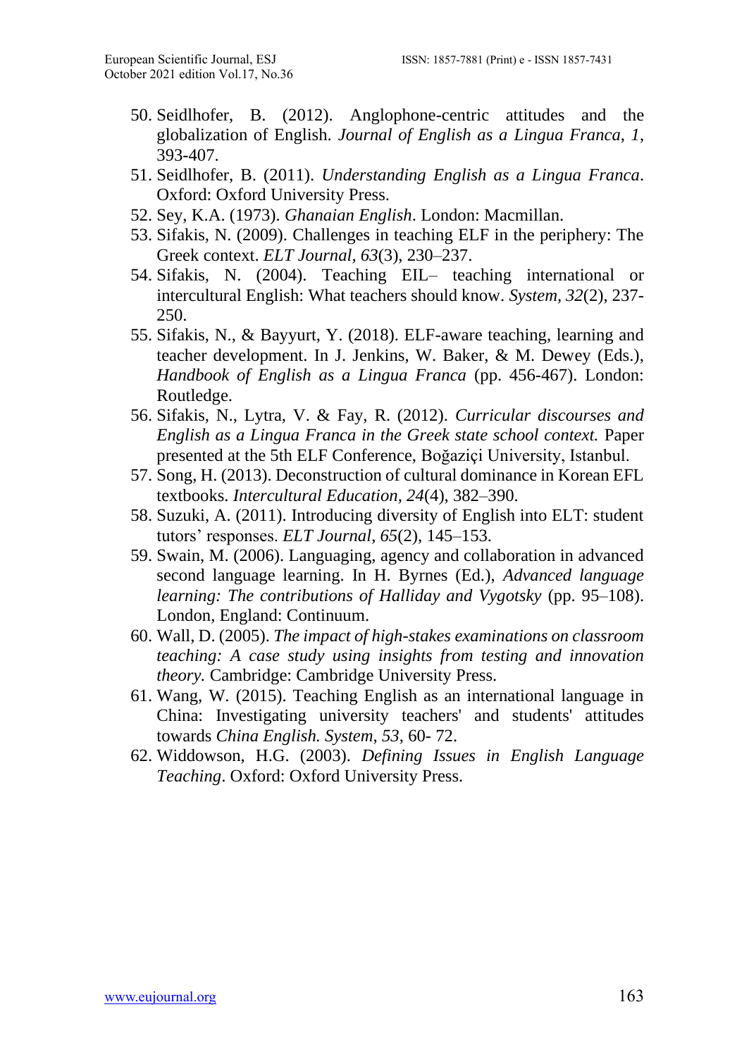50. Seidlhofer, B. (2012). Anglophone-centric attitudes and the globalization of English. *Journal of English as a Lingua Franca, 1*, 393-407.
51. Seidlhofer, B. (2011). *Understanding English as a Lingua Franca*. Oxford: Oxford University Press.
52. Sey, K.A. (1973). *Ghanaian English*. London: Macmillan.
53. Sifakis, N. (2009). Challenges in teaching ELF in the periphery: The Greek context. *ELT Journal, 63*(3), 230–237.
54. Sifakis, N. (2004). Teaching EIL– teaching international or intercultural English: What teachers should know. *System, 32*(2), 237-250.
55. Sifakis, N., & Bayyurt, Y. (2018). ELF-aware teaching, learning and teacher development. In J. Jenkins, W. Baker, & M. Dewey (Eds.), *Handbook of English as a Lingua Franca* (pp. 456-467). London: Routledge.
56. Sifakis, N., Lytra, V. & Fay, R. (2012). *Curricular discourses and English as a Lingua Franca in the Greek state school context.* Paper presented at the 5th ELF Conference, Boğaziçi University, Istanbul.
57. Song, H. (2013). Deconstruction of cultural dominance in Korean EFL textbooks. *Intercultural Education, 24*(4), 382–390.
58. Suzuki, A. (2011). Introducing diversity of English into ELT: student tutors' responses. *ELT Journal*, *65*(2), 145–153.
59. Swain, M. (2006). Languaging, agency and collaboration in advanced second language learning. In H. Byrnes (Ed.), *Advanced language learning: The contributions of Halliday and Vygotsky* (pp. 95–108). London, England: Continuum.
60. Wall, D. (2005). *The impact of high-stakes examinations on classroom teaching: A case study using insights from testing and innovation theory.* Cambridge: Cambridge University Press.
61. Wang, W. (2015). Teaching English as an international language in China: Investigating university teachers' and students' attitudes towards *China English. System, 53*, 60- 72.
62. Widdowson, H.G. (2003). *Defining Issues in English Language Teaching*. Oxford: Oxford University Press.